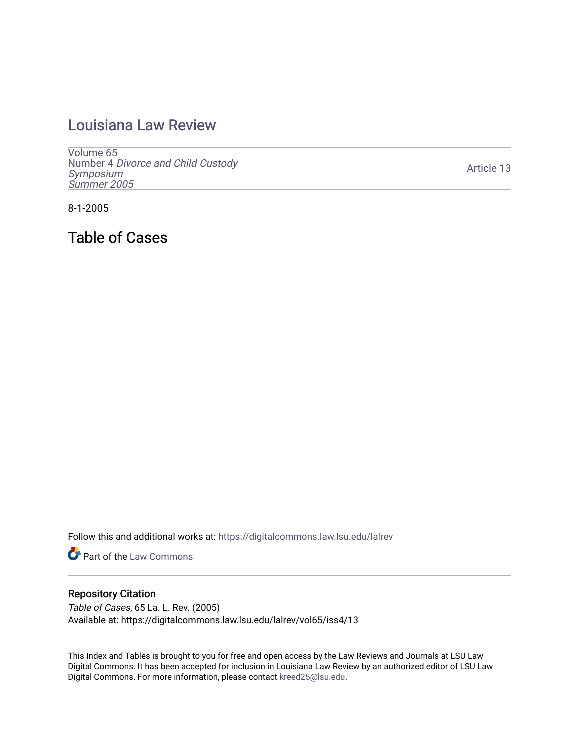# Louisiana Law Review

Volume 65
Number 4 *Divorce and Child Custody Symposium*
*Summer 2005*

Article 13

8-1-2005

## Table of Cases

Follow this and additional works at: https://digitalcommons.law.lsu.edu/lalrev

Part of the Law Commons

### Repository Citation

*Table of Cases*, 65 La. L. Rev. (2005)
Available at: https://digitalcommons.law.lsu.edu/lalrev/vol65/iss4/13

This Index and Tables is brought to you for free and open access by the Law Reviews and Journals at LSU Law Digital Commons. It has been accepted for inclusion in Louisiana Law Review by an authorized editor of LSU Law Digital Commons. For more information, please contact kreed25@lsu.edu.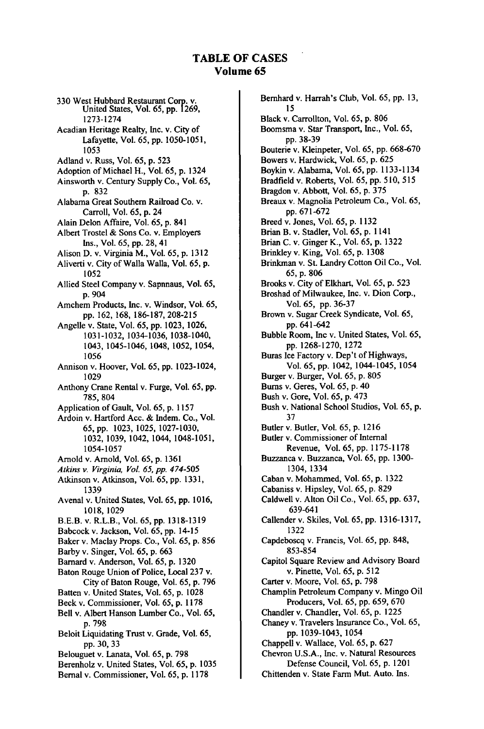# TABLE OF CASES
## Volume 65

330 West Hubbard Restaurant Corp. v. United States, Vol. 65, pp. 1269, 1273-1274

Acadian Heritage Realty, Inc. v. City of Lafayette, Vol. 65, pp. 1050-1051, 1053

Adland v. Russ, Vol. 65, p. 523

Adoption of Michael H., Vol. 65, p. 1324

Ainsworth v. Century Supply Co., Vol. 65, p. 832

Alabama Great Southern Railroad Co. v. Carroll, Vol. 65, p. 24

Alain Delon Affaire, Vol. 65, p. 841

Albert Trostel & Sons Co. v. Employers Ins., Vol. 65, pp. 28, 41

Alison D. v. Virginia M., Vol. 65, p. 1312

Aliverti v. City of Walla Walla, Vol. 65, p. 1052

Allied Steel Company v. Sapnnaus, Vol. 65, p. 904

Amchem Products, Inc. v. Windsor, Vol. 65, pp. 162, 168, 186-187, 208-215

Angelle v. State, Vol. 65, pp. 1023, 1026, 1031-1032, 1034-1036, 1038-1040, 1043, 1045-1046, 1048, 1052, 1054, 1056

Annison v. Hoover, Vol. 65, pp. 1023-1024, 1029

Anthony Crane Rental v. Furge, Vol. 65, pp. 785, 804

Application of Gault, Vol. 65, p. 1157

Ardoin v. Hartford Acc. & Indem. Co., Vol. 65, pp. 1023, 1025, 1027-1030, 1032, 1039, 1042, 1044, 1048-1051, 1054-1057

Arnold v. Arnold, Vol. 65, p. 1361

*Atkins v. Virginia, Vol. 65, pp. 474-505*

Atkinson v. Atkinson, Vol. 65, pp. 1331, 1339

Avenal v. United States, Vol. 65, pp. 1016, 1018, 1029

B.E.B. v. R.L.B., Vol. 65, pp. 1318-1319

Babcock v. Jackson, Vol. 65, pp. 14-15

Baker v. Maclay Props. Co., Vol. 65, p. 856

Barby v. Singer, Vol. 65, p. 663

Barnard v. Anderson, Vol. 65, p. 1320

Baton Rouge Union of Police, Local 237 v. City of Baton Rouge, Vol. 65, p. 796

Batten v. United States, Vol. 65, p. 1028

Beck v. Commissioner, Vol. 65, p. 1178

Bell v. Albert Hanson Lumber Co., Vol. 65, p. 798

Beloit Liquidating Trust v. Grade, Vol. 65, pp. 30, 33

Belouguet v. Lanata, Vol. 65, p. 798

Berenholz v. United States, Vol. 65, p. 1035

Bernal v. Commissioner, Vol. 65, p. 1178

Bernhard v. Harrah's Club, Vol. 65, pp. 13, 15

Black v. Carrollton, Vol. 65, p. 806

Boomsma v. Star Transport, Inc., Vol. 65, pp. 38-39

Bouterie v. Kleinpeter, Vol. 65, pp. 668-670

Bowers v. Hardwick, Vol. 65, p. 625

Boykin v. Alabama, Vol. 65, pp. 1133-1134

Bradfield v. Roberts, Vol. 65, pp. 510, 515

Bragdon v. Abbott, Vol. 65, p. 375

Breaux v. Magnolia Petroleum Co., Vol. 65, pp. 671-672

Breed v. Jones, Vol. 65, p. 1132

Brian B. v. Stadler, Vol. 65, p. 1141

Brian C. v. Ginger K., Vol. 65, p. 1322

Brinkley v. King, Vol. 65, p. 1308

Brinkman v. St. Landry Cotton Oil Co., Vol. 65, p. 806

Brooks v. City of Elkhart, Vol. 65, p. 523

Broshad of Milwaukee, Inc. v. Dion Corp., Vol. 65, pp. 36-37

Brown v. Sugar Creek Syndicate, Vol. 65, pp. 641-642

Bubble Room, Inc v. United States, Vol. 65, pp. 1268-1270, 1272

Buras Ice Factory v. Dep't of Highways, Vol. 65, pp. 1042, 1044-1045, 1054

Burger v. Burger, Vol. 65, p. 805

Burns v. Geres, Vol. 65, p. 40

Bush v. Gore, Vol. 65, p. 473

Bush v. National School Studios, Vol. 65, p. 37

Butler v. Butler, Vol. 65, p. 1216

Butler v. Commissioner of Internal Revenue, Vol. 65, pp. 1175-1178

Buzzanca v. Buzzanca, Vol. 65, pp. 1300-1304, 1334

Caban v. Mohammed, Vol. 65, p. 1322

Cabaniss v. Hipsley, Vol. 65, p. 829

Caldwell v. Alton Oil Co., Vol. 65, pp. 637, 639-641

Callender v. Skiles, Vol. 65, pp. 1316-1317, 1322

Capdeboscq v. Francis, Vol. 65, pp. 848, 853-854

Capitol Square Review and Advisory Board v. Pinette, Vol. 65, p. 512

Carter v. Moore, Vol. 65, p. 798

Champlin Petroleum Company v. Mingo Oil Producers, Vol. 65, pp. 659, 670

Chandler v. Chandler, Vol. 65, p. 1225

Chaney v. Travelers Insurance Co., Vol. 65, pp. 1039-1043, 1054

Chappell v. Wallace, Vol. 65, p. 627

Chevron U.S.A., Inc. v. Natural Resources Defense Council, Vol. 65, p. 1201

Chittenden v. State Farm Mut. Auto. Ins.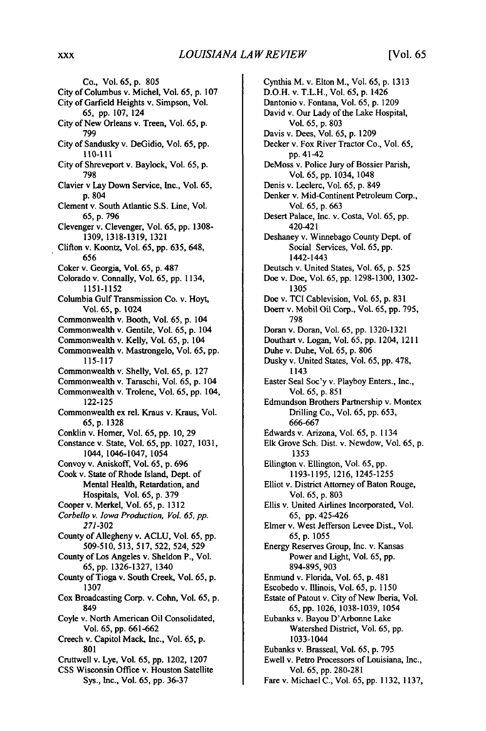Co., Vol. 65, p. 805

City of Columbus v. Michel, Vol. 65, p. 107

City of Garfield Heights v. Simpson, Vol. 65, pp. 107, 124

City of New Orleans v. Treen, Vol. 65, p. 799

City of Sandusky v. DeGidio, Vol. 65, pp. 110-111

City of Shreveport v. Baylock, Vol. 65, p. 798

Clavier v Lay Down Service, Inc., Vol. 65, p. 804

Clement v. South Atlantic S.S. Line, Vol. 65, p. 796

Clevenger v. Clevenger, Vol. 65, pp. 1308-1309, 1318-1319, 1321

Clifton v. Koontz, Vol. 65, pp. 635, 648, 656

Coker v. Georgia, Vol. 65, p. 487

Colorado v. Connally, Vol. 65, pp. 1134, 1151-1152

Columbia Gulf Transmission Co. v. Hoyt, Vol. 65, p. 1024

Commonwealth v. Booth, Vol. 65, p. 104

Commonwealth v. Gentile, Vol. 65, p. 104

Commonwealth v. Kelly, Vol. 65, p. 104

Commonwealth v. Mastrongelo, Vol. 65, pp. 115-117

Commonwealth v. Shelly, Vol. 65, p. 127

Commonwealth v. Taraschi, Vol. 65, p. 104

Commonwealth v. Trolene, Vol. 65, pp. 104, 122-125

Commonwealth ex rel. Kraus v. Kraus, Vol. 65, p. 1328

Conklin v. Horner, Vol. 65, pp. 10, 29

Constance v. State, Vol. 65, pp. 1027, 1031, 1044, 1046-1047, 1054

Convoy v. Aniskoff, Vol. 65, p. 696

Cook v. State of Rhode Island, Dept. of Mental Health, Retardation, and Hospitals, Vol. 65, p. 379

Cooper v. Merkel, Vol. 65, p. 1312

*Corbello v. Iowa Production, Vol. 65, pp. 271-302*

County of Allegheny v. ACLU, Vol. 65, pp. 509-510, 513, 517, 522, 524, 529

County of Los Angeles v. Sheldon P., Vol. 65, pp. 1326-1327, 1340

County of Tioga v. South Creek, Vol. 65, p. 1307

Cox Broadcasting Corp. v. Cohn, Vol. 65, p. 849

Coyle v. North American Oil Consolidated, Vol. 65, pp. 661-662

Creech v. Capitol Mack, Inc., Vol. 65, p. 801

Cruttwell v. Lye, Vol. 65, pp. 1202, 1207

CSS Wisconsin Office v. Houston Satellite Sys., Inc., Vol. 65, pp. 36-37

Cynthia M. v. Elton M., Vol. 65, p. 1313

D.O.H. v. T.L.H., Vol. 65, p. 1426

Dantonio v. Fontana, Vol. 65, p. 1209

David v. Our Lady of the Lake Hospital, Vol. 65, p. 803

Davis v. Dees, Vol. 65, p. 1209

Decker v. Fox River Tractor Co., Vol. 65, pp. 41-42

DeMoss v. Police Jury of Bossier Parish, Vol. 65, pp. 1034, 1048

Denis v. Leclerc, Vol. 65, p. 849

Denker v. Mid-Continent Petroleum Corp., Vol. 65, p. 663

Desert Palace, Inc. v. Costa, Vol. 65, pp. 420-421

Deshaney v. Winnebago County Dept. of Social Services, Vol. 65, pp. 1442-1443

Deutsch v. United States, Vol. 65, p. 525

Doe v. Doe, Vol. 65, pp. 1298-1300, 1302-1305

Doe v. TCI Cablevision, Vol. 65, p. 831

Doerr v. Mobil Oil Corp., Vol. 65, pp. 795, 798

Doran v. Doran, Vol. 65, pp. 1320-1321

Douthart v. Logan, Vol. 65, pp. 1204, 1211

Duhe v. Duhe, Vol. 65, p. 806

Dusky v. United States, Vol. 65, pp. 478, 1143

Easter Seal Soc'y v. Playboy Enters., Inc., Vol. 65, p. 851

Edmundson Brothers Partnership v. Montex Drilling Co., Vol. 65, pp. 653, 666-667

Edwards v. Arizona, Vol. 65, p. 1134

Elk Grove Sch. Dist. v. Newdow, Vol. 65, p. 1353

Ellington v. Ellington, Vol. 65, pp. 1193-1195, 1216, 1245-1255

Elliot v. District Attorney of Baton Rouge, Vol. 65, p. 803

Ellis v. United Airlines Incorporated, Vol. 65, pp. 425-426

Elmer v. West Jefferson Levee Dist., Vol. 65, p. 1055

Energy Reserves Group, Inc. v. Kansas Power and Light, Vol. 65, pp. 894-895, 903

Enmund v. Florida, Vol. 65, p. 481

Escobedo v. Illinois, Vol. 65, p. 1150

Estate of Patout v. City of New Iberia, Vol. 65, pp. 1026, 1038-1039, 1054

Eubanks v. Bayou D'Arbonne Lake Watershed District, Vol. 65, pp. 1033-1044

Eubanks v. Brasseal, Vol. 65, p. 795

Ewell v. Petro Processors of Louisiana, Inc., Vol. 65, pp. 280-281

Fare v. Michael C., Vol. 65, pp. 1132, 1137,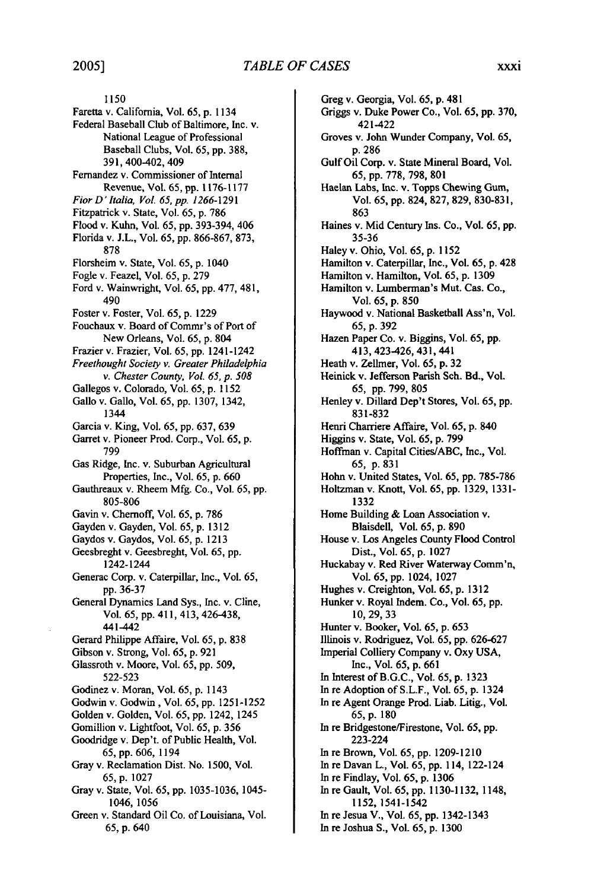1150

Faretta v. California, Vol. 65, p. 1134

Federal Baseball Club of Baltimore, Inc. v. National League of Professional Baseball Clubs, Vol. 65, pp. 388, 391, 400-402, 409

Fernandez v. Commissioner of Internal Revenue, Vol. 65, pp. 1176-1177

*Fior D' Italia, Vol. 65, pp. 1266*-1291

Fitzpatrick v. State, Vol. 65, p. 786

Flood v. Kuhn, Vol. 65, pp. 393-394, 406

Florida v. J.L., Vol. 65, pp. 866-867, 873, 878

Florsheim v. State, Vol. 65, p. 1040

Fogle v. Feazel, Vol. 65, p. 279

Ford v. Wainwright, Vol. 65, pp. 477, 481, 490

Foster v. Foster, Vol. 65, p. 1229

Fouchaux v. Board of Commr's of Port of New Orleans, Vol. 65, p. 804

Frazier v. Frazier, Vol. 65, pp. 1241-1242

*Freethought Society v. Greater Philadelphia v. Chester County, Vol. 65, p. 508*

Gallegos v. Colorado, Vol. 65, p. 1152

Gallo v. Gallo, Vol. 65, pp. 1307, 1342, 1344

Garcia v. King, Vol. 65, pp. 637, 639

Garret v. Pioneer Prod. Corp., Vol. 65, p. 799

Gas Ridge, Inc. v. Suburban Agricultural Properties, Inc., Vol. 65, p. 660

Gauthreaux v. Rheem Mfg. Co., Vol. 65, pp. 805-806

Gavin v. Chernoff, Vol. 65, p. 786

Gayden v. Gayden, Vol. 65, p. 1312

Gaydos v. Gaydos, Vol. 65, p. 1213

Geesbreght v. Geesbreght, Vol. 65, pp. 1242-1244

Generac Corp. v. Caterpillar, Inc., Vol. 65, pp. 36-37

General Dynamics Land Sys., Inc. v. Cline, Vol. 65, pp. 411, 413, 426-438, 441-442

Gerard Philippe Affaire, Vol. 65, p. 838

Gibson v. Strong, Vol. 65, p. 921

Glassroth v. Moore, Vol. 65, pp. 509, 522-523

Godinez v. Moran, Vol. 65, p. 1143

Godwin v. Godwin , Vol. 65, pp. 1251-1252

Golden v. Golden, Vol. 65, pp. 1242, 1245

Gomillion v. Lightfoot, Vol. 65, p. 356

Goodridge v. Dep't. of Public Health, Vol. 65, pp. 606, 1194

Gray v. Reclamation Dist. No. 1500, Vol. 65, p. 1027

Gray v. State, Vol. 65, pp. 1035-1036, 1045-1046, 1056

Green v. Standard Oil Co. of Louisiana, Vol. 65, p. 640

Greg v. Georgia, Vol. 65, p. 481

Griggs v. Duke Power Co., Vol. 65, pp. 370, 421-422

Groves v. John Wunder Company, Vol. 65, p. 286

Gulf Oil Corp. v. State Mineral Board, Vol. 65, pp. 778, 798, 801

Haelan Labs, Inc. v. Topps Chewing Gum, Vol. 65, pp. 824, 827, 829, 830-831, 863

Haines v. Mid Century Ins. Co., Vol. 65, pp. 35-36

Haley v. Ohio, Vol. 65, p. 1152

Hamilton v. Caterpillar, Inc., Vol. 65, p. 428

Hamilton v. Hamilton, Vol. 65, p. 1309

Hamilton v. Lumberman's Mut. Cas. Co., Vol. 65, p. 850

Haywood v. National Basketball Ass'n, Vol. 65, p. 392

Hazen Paper Co. v. Biggins, Vol. 65, pp. 413, 423-426, 431, 441

Heath v. Zellmer, Vol. 65, p. 32

Heinick v. Jefferson Parish Sch. Bd., Vol. 65, pp. 799, 805

Henley v. Dillard Dep't Stores, Vol. 65, pp. 831-832

Henri Charriere Affaire, Vol. 65, p. 840

Higgins v. State, Vol. 65, p. 799

Hoffman v. Capital Cities/ABC, Inc., Vol. 65, p. 831

Hohn v. United States, Vol. 65, pp. 785-786

Holtzman v. Knott, Vol. 65, pp. 1329, 1331-1332

Home Building & Loan Association v. Blaisdell, Vol. 65, p. 890

House v. Los Angeles County Flood Control Dist., Vol. 65, p. 1027

Huckabay v. Red River Waterway Comm'n, Vol. 65, pp. 1024, 1027

Hughes v. Creighton, Vol. 65, p. 1312

Hunker v. Royal Indem. Co., Vol. 65, pp. 10, 29, 33

Hunter v. Booker, Vol. 65, p. 653

Illinois v. Rodriguez, Vol. 65, pp. 626-627

Imperial Colliery Company v. Oxy USA, Inc., Vol. 65, p. 661

In Interest of B.G.C., Vol. 65, p. 1323

In re Adoption of S.L.F., Vol. 65, p. 1324

In re Agent Orange Prod. Liab. Litig., Vol. 65, p. 180

In re Bridgestone/Firestone, Vol. 65, pp. 223-224

In re Brown, Vol. 65, pp. 1209-1210

In re Davan L., Vol. 65, pp. 114, 122-124

In re Findlay, Vol. 65, p. 1306

In re Gault, Vol. 65, pp. 1130-1132, 1148, 1152, 1541-1542

In re Jesua V., Vol. 65, pp. 1342-1343

In re Joshua S., Vol. 65, p. 1300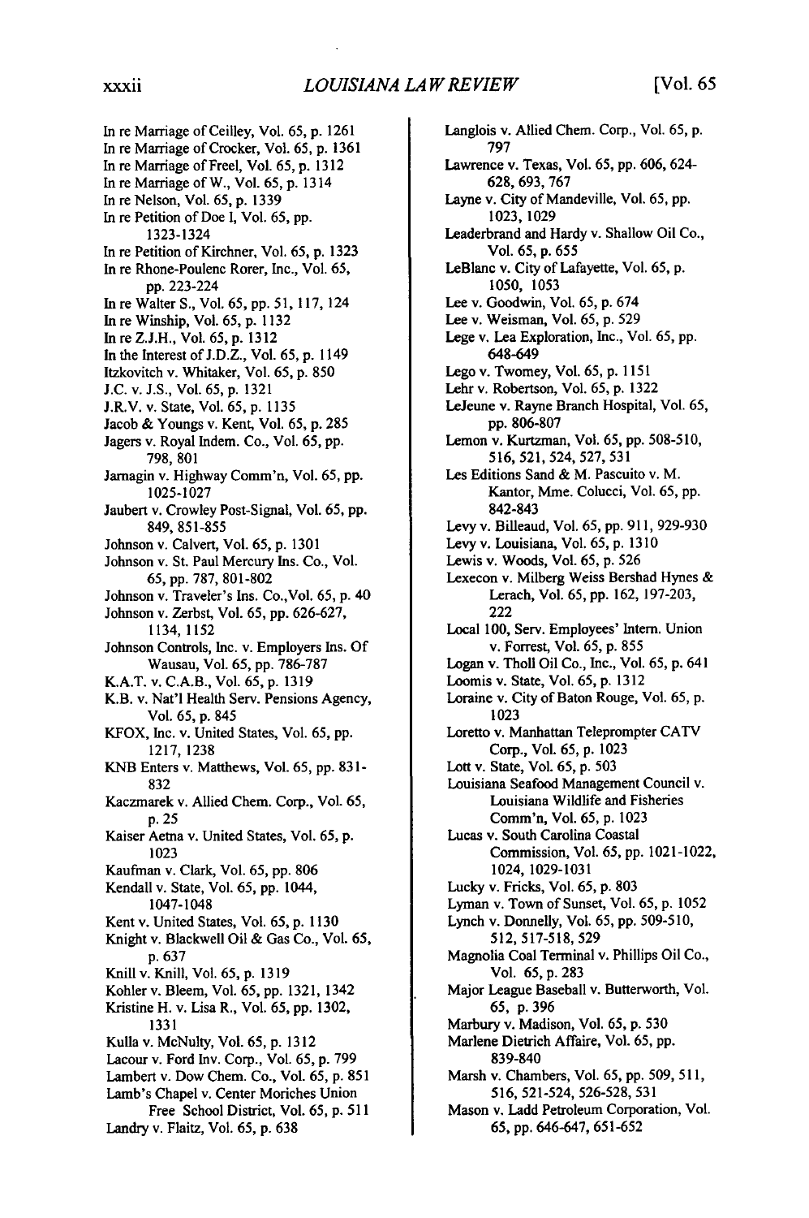In re Marriage of Ceilley, Vol. 65, p. 1261
In re Marriage of Crocker, Vol. 65, p. 1361
In re Marriage of Freel, Vol. 65, p. 1312
In re Marriage of W., Vol. 65, p. 1314
In re Nelson, Vol. 65, p. 1339
In re Petition of Doe I, Vol. 65, pp. 1323-1324
In re Petition of Kirchner, Vol. 65, p. 1323
In re Rhone-Poulenc Rorer, Inc., Vol. 65, pp. 223-224
In re Walter S., Vol. 65, pp. 51, 117, 124
In re Winship, Vol. 65, p. 1132
In re Z.J.H., Vol. 65, p. 1312
In the Interest of J.D.Z., Vol. 65, p. 1149
Itzkovitch v. Whitaker, Vol. 65, p. 850
J.C. v. J.S., Vol. 65, p. 1321
J.R.V. v. State, Vol. 65, p. 1135
Jacob & Youngs v. Kent, Vol. 65, p. 285
Jagers v. Royal Indem. Co., Vol. 65, pp. 798, 801
Jarnagin v. Highway Comm'n, Vol. 65, pp. 1025-1027
Jaubert v. Crowley Post-Signal, Vol. 65, pp. 849, 851-855
Johnson v. Calvert, Vol. 65, p. 1301
Johnson v. St. Paul Mercury Ins. Co., Vol. 65, pp. 787, 801-802
Johnson v. Traveler's Ins. Co.,Vol. 65, p. 40
Johnson v. Zerbst, Vol. 65, pp. 626-627, 1134, 1152
Johnson Controls, Inc. v. Employers Ins. Of Wausau, Vol. 65, pp. 786-787
K.A.T. v. C.A.B., Vol. 65, p. 1319
K.B. v. Nat'l Health Serv. Pensions Agency, Vol. 65, p. 845
KFOX, Inc. v. United States, Vol. 65, pp. 1217, 1238
KNB Enters v. Matthews, Vol. 65, pp. 831-832
Kaczmarek v. Allied Chem. Corp., Vol. 65, p. 25
Kaiser Aetna v. United States, Vol. 65, p. 1023
Kaufman v. Clark, Vol. 65, pp. 806
Kendall v. State, Vol. 65, pp. 1044, 1047-1048
Kent v. United States, Vol. 65, p. 1130
Knight v. Blackwell Oil & Gas Co., Vol. 65, p. 637
Knill v. Knill, Vol. 65, p. 1319
Kohler v. Bleem, Vol. 65, pp. 1321, 1342
Kristine H. v. Lisa R., Vol. 65, pp. 1302, 1331
Kulla v. McNulty, Vol. 65, p. 1312
Lacour v. Ford Inv. Corp., Vol. 65, p. 799
Lambert v. Dow Chem. Co., Vol. 65, p. 851
Lamb's Chapel v. Center Moriches Union Free School District, Vol. 65, p. 511
Landry v. Flaitz, Vol. 65, p. 638
Langlois v. Allied Chem. Corp., Vol. 65, p. 797
Lawrence v. Texas, Vol. 65, pp. 606, 624-628, 693, 767
Layne v. City of Mandeville, Vol. 65, pp. 1023, 1029
Leaderbrand and Hardy v. Shallow Oil Co., Vol. 65, p. 655
LeBlanc v. City of Lafayette, Vol. 65, p. 1050, 1053
Lee v. Goodwin, Vol. 65, p. 674
Lee v. Weisman, Vol. 65, p. 529
Lege v. Lea Exploration, Inc., Vol. 65, pp. 648-649
Lego v. Twomey, Vol. 65, p. 1151
Lehr v. Robertson, Vol. 65, p. 1322
LeJeune v. Rayne Branch Hospital, Vol. 65, pp. 806-807
Lemon v. Kurtzman, Vol. 65, pp. 508-510, 516, 521, 524, 527, 531
Les Editions Sand & M. Pascuito v. M. Kantor, Mme. Colucci, Vol. 65, pp. 842-843
Levy v. Billeaud, Vol. 65, pp. 911, 929-930
Levy v. Louisiana, Vol. 65, p. 1310
Lewis v. Woods, Vol. 65, p. 526
Lexecon v. Milberg Weiss Bershad Hynes & Lerach, Vol. 65, pp. 162, 197-203, 222
Local 100, Serv. Employees' Intern. Union v. Forrest, Vol. 65, p. 855
Logan v. Tholl Oil Co., Inc., Vol. 65, p. 641
Loomis v. State, Vol. 65, p. 1312
Loraine v. City of Baton Rouge, Vol. 65, p. 1023
Loretto v. Manhattan Teleprompter CATV Corp., Vol. 65, p. 1023
Lott v. State, Vol. 65, p. 503
Louisiana Seafood Management Council v. Louisiana Wildlife and Fisheries Comm'n, Vol. 65, p. 1023
Lucas v. South Carolina Coastal Commission, Vol. 65, pp. 1021-1022, 1024, 1029-1031
Lucky v. Fricks, Vol. 65, p. 803
Lyman v. Town of Sunset, Vol. 65, p. 1052
Lynch v. Donnelly, Vol. 65, pp. 509-510, 512, 517-518, 529
Magnolia Coal Terminal v. Phillips Oil Co., Vol. 65, p. 283
Major League Baseball v. Butterworth, Vol. 65, p. 396
Marbury v. Madison, Vol. 65, p. 530
Marlene Dietrich Affaire, Vol. 65, pp. 839-840
Marsh v. Chambers, Vol. 65, pp. 509, 511, 516, 521-524, 526-528, 531
Mason v. Ladd Petroleum Corporation, Vol. 65, pp. 646-647, 651-652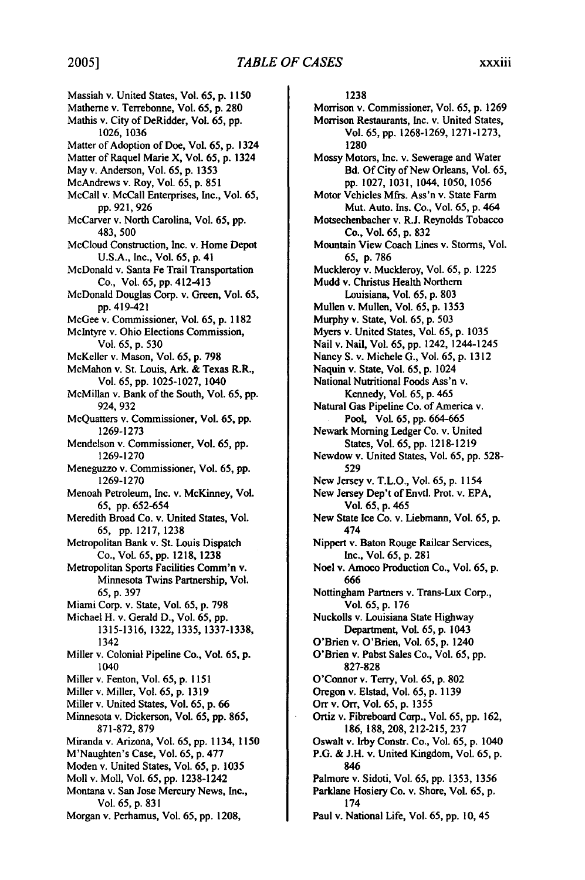Massiah v. United States, Vol. 65, p. 1150
Matherne v. Terrebonne, Vol. 65, p. 280
Mathis v. City of DeRidder, Vol. 65, pp. 1026, 1036
Matter of Adoption of Doe, Vol. 65, p. 1324
Matter of Raquel Marie X, Vol. 65, p. 1324
May v. Anderson, Vol. 65, p. 1353
McAndrews v. Roy, Vol. 65, p. 851
McCall v. McCall Enterprises, Inc., Vol. 65, pp. 921, 926
McCarver v. North Carolina, Vol. 65, pp. 483, 500
McCloud Construction, Inc. v. Home Depot U.S.A., Inc., Vol. 65, p. 41
McDonald v. Santa Fe Trail Transportation Co., Vol. 65, pp. 412-413
McDonald Douglas Corp. v. Green, Vol. 65, pp. 419-421
McGee v. Commissioner, Vol. 65, p. 1182
McIntyre v. Ohio Elections Commission, Vol. 65, p. 530
McKeller v. Mason, Vol. 65, p. 798
McMahon v. St. Louis, Ark. & Texas R.R., Vol. 65, pp. 1025-1027, 1040
McMillan v. Bank of the South, Vol. 65, pp. 924, 932
McQuatters v. Commissioner, Vol. 65, pp. 1269-1273
Mendelson v. Commissioner, Vol. 65, pp. 1269-1270
Meneguzzo v. Commissioner, Vol. 65, pp. 1269-1270
Menoah Petroleum, Inc. v. McKinney, Vol. 65, pp. 652-654
Meredith Broad Co. v. United States, Vol. 65, pp. 1217, 1238
Metropolitan Bank v. St. Louis Dispatch Co., Vol. 65, pp. 1218, 1238
Metropolitan Sports Facilities Comm'n v. Minnesota Twins Partnership, Vol. 65, p. 397
Miami Corp. v. State, Vol. 65, p. 798
Michael H. v. Gerald D., Vol. 65, pp. 1315-1316, 1322, 1335, 1337-1338, 1342
Miller v. Colonial Pipeline Co., Vol. 65, p. 1040
Miller v. Fenton, Vol. 65, p. 1151
Miller v. Miller, Vol. 65, p. 1319
Miller v. United States, Vol. 65, p. 66
Minnesota v. Dickerson, Vol. 65, pp. 865, 871-872, 879
Miranda v. Arizona, Vol. 65, pp. 1134, 1150
M'Naughten's Case, Vol. 65, p. 477
Moden v. United States, Vol. 65, p. 1035
Moll v. Moll, Vol. 65, pp. 1238-1242
Montana v. San Jose Mercury News, Inc., Vol. 65, p. 831
Morgan v. Perhamus, Vol. 65, pp. 1208, 1238
Morrison v. Commissioner, Vol. 65, p. 1269
Morrison Restaurants, Inc. v. United States, Vol. 65, pp. 1268-1269, 1271-1273, 1280
Mossy Motors, Inc. v. Sewerage and Water Bd. Of City of New Orleans, Vol. 65, pp. 1027, 1031, 1044, 1050, 1056
Motor Vehicles Mfrs. Ass'n v. State Farm Mut. Auto. Ins. Co., Vol. 65, p. 464
Motsechenbacher v. R.J. Reynolds Tobacco Co., Vol. 65, p. 832
Mountain View Coach Lines v. Storms, Vol. 65, p. 786
Muckleroy v. Muckleroy, Vol. 65, p. 1225
Mudd v. Christus Health Northern Louisiana, Vol. 65, p. 803
Mullen v. Mullen, Vol. 65, p. 1353
Murphy v. State, Vol. 65, p. 503
Myers v. United States, Vol. 65, p. 1035
Nail v. Nail, Vol. 65, pp. 1242, 1244-1245
Nancy S. v. Michele G., Vol. 65, p. 1312
Naquin v. State, Vol. 65, p. 1024
National Nutritional Foods Ass'n v. Kennedy, Vol. 65, p. 465
Natural Gas Pipeline Co. of America v. Pool, Vol. 65, pp. 664-665
Newark Morning Ledger Co. v. United States, Vol. 65, pp. 1218-1219
Newdow v. United States, Vol. 65, pp. 528-529
New Jersey v. T.L.O., Vol. 65, p. 1154
New Jersey Dep't of Envtl. Prot. v. EPA, Vol. 65, p. 465
New State Ice Co. v. Liebmann, Vol. 65, p. 474
Nippert v. Baton Rouge Railcar Services, Inc., Vol. 65, p. 281
Noel v. Amoco Production Co., Vol. 65, p. 666
Nottingham Partners v. Trans-Lux Corp., Vol. 65, p. 176
Nuckolls v. Louisiana State Highway Department, Vol. 65, p. 1043
O'Brien v. O'Brien, Vol. 65, p. 1240
O'Brien v. Pabst Sales Co., Vol. 65, pp. 827-828
O'Connor v. Terry, Vol. 65, p. 802
Oregon v. Elstad, Vol. 65, p. 1139
Orr v. Orr, Vol. 65, p. 1355
Ortiz v. Fibreboard Corp., Vol. 65, pp. 162, 186, 188, 208, 212-215, 237
Oswalt v. Irby Constr. Co., Vol. 65, p. 1040
P.G. & J.H. v. United Kingdom, Vol. 65, p. 846
Palmore v. Sidoti, Vol. 65, pp. 1353, 1356
Parklane Hosiery Co. v. Shore, Vol. 65, p. 174
Paul v. National Life, Vol. 65, pp. 10, 45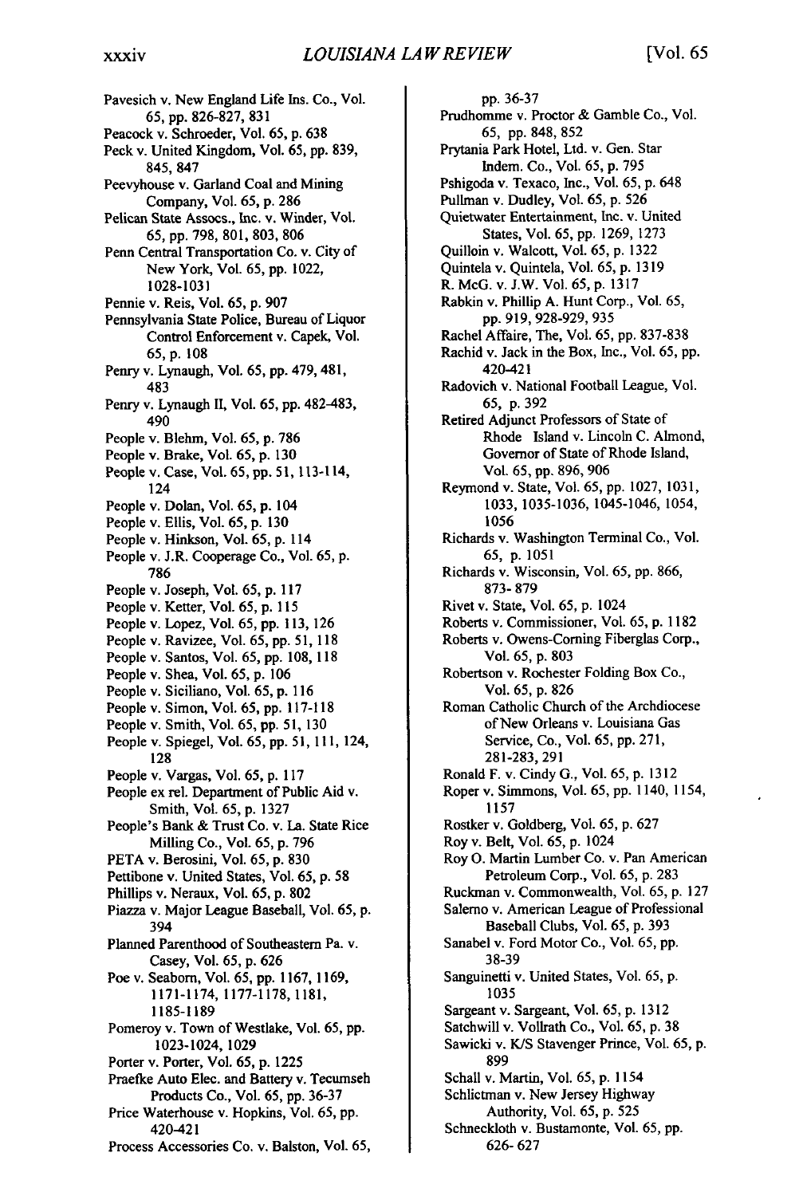Pavesich v. New England Life Ins. Co., Vol. 65, pp. 826-827, 831

Peacock v. Schroeder, Vol. 65, p. 638

Peck v. United Kingdom, Vol. 65, pp. 839, 845, 847

Peevyhouse v. Garland Coal and Mining Company, Vol. 65, p. 286

Pelican State Assocs., Inc. v. Winder, Vol. 65, pp. 798, 801, 803, 806

Penn Central Transportation Co. v. City of New York, Vol. 65, pp. 1022, 1028-1031

Pennie v. Reis, Vol. 65, p. 907

Pennsylvania State Police, Bureau of Liquor Control Enforcement v. Capek, Vol. 65, p. 108

Penry v. Lynaugh, Vol. 65, pp. 479, 481, 483

Penry v. Lynaugh II, Vol. 65, pp. 482-483, 490

People v. Blehm, Vol. 65, p. 786

People v. Brake, Vol. 65, p. 130

People v. Case, Vol. 65, pp. 51, 113-114, 124

People v. Dolan, Vol. 65, p. 104

People v. Ellis, Vol. 65, p. 130

People v. Hinkson, Vol. 65, p. 114

People v. J.R. Cooperage Co., Vol. 65, p. 786

People v. Joseph, Vol. 65, p. 117

People v. Ketter, Vol. 65, p. 115

People v. Lopez, Vol. 65, pp. 113, 126

People v. Ravizee, Vol. 65, pp. 51, 118

People v. Santos, Vol. 65, pp. 108, 118

People v. Shea, Vol. 65, p. 106

People v. Siciliano, Vol. 65, p. 116

People v. Simon, Vol. 65, pp. 117-118

People v. Smith, Vol. 65, pp. 51, 130

People v. Spiegel, Vol. 65, pp. 51, 111, 124, 128

People v. Vargas, Vol. 65, p. 117

People ex rel. Department of Public Aid v. Smith, Vol. 65, p. 1327

People's Bank & Trust Co. v. La. State Rice Milling Co., Vol. 65, p. 796

PETA v. Berosini, Vol. 65, p. 830

Pettibone v. United States, Vol. 65, p. 58

Phillips v. Neraux, Vol. 65, p. 802

Piazza v. Major League Baseball, Vol. 65, p. 394

Planned Parenthood of Southeastern Pa. v. Casey, Vol. 65, p. 626

Poe v. Seaborn, Vol. 65, pp. 1167, 1169, 1171-1174, 1177-1178, 1181, 1185-1189

Pomeroy v. Town of Westlake, Vol. 65, pp. 1023-1024, 1029

Porter v. Porter, Vol. 65, p. 1225

Praefke Auto Elec. and Battery v. Tecumseh Products Co., Vol. 65, pp. 36-37

Price Waterhouse v. Hopkins, Vol. 65, pp. 420-421

Process Accessories Co. v. Balston, Vol. 65, pp. 36-37

Prudhomme v. Proctor & Gamble Co., Vol. 65, pp. 848, 852

Prytania Park Hotel, Ltd. v. Gen. Star Indem. Co., Vol. 65, p. 795

Pshigoda v. Texaco, Inc., Vol. 65, p. 648

Pullman v. Dudley, Vol. 65, p. 526

Quietwater Entertainment, Inc. v. United States, Vol. 65, pp. 1269, 1273

Quilloin v. Walcott, Vol. 65, p. 1322

Quintela v. Quintela, Vol. 65, p. 1319

R. McG. v. J.W. Vol. 65, p. 1317

Rabkin v. Phillip A. Hunt Corp., Vol. 65, pp. 919, 928-929, 935

Rachel Affaire, The, Vol. 65, pp. 837-838

Rachid v. Jack in the Box, Inc., Vol. 65, pp. 420-421

Radovich v. National Football League, Vol. 65, p. 392

Retired Adjunct Professors of State of Rhode Island v. Lincoln C. Almond, Governor of State of Rhode Island, Vol. 65, pp. 896, 906

Reymond v. State, Vol. 65, pp. 1027, 1031, 1033, 1035-1036, 1045-1046, 1054, 1056

Richards v. Washington Terminal Co., Vol. 65, p. 1051

Richards v. Wisconsin, Vol. 65, pp. 866, 873- 879

Rivet v. State, Vol. 65, p. 1024

Roberts v. Commissioner, Vol. 65, p. 1182

Roberts v. Owens-Corning Fiberglas Corp., Vol. 65, p. 803

Robertson v. Rochester Folding Box Co., Vol. 65, p. 826

Roman Catholic Church of the Archdiocese of New Orleans v. Louisiana Gas Service, Co., Vol. 65, pp. 271, 281-283, 291

Ronald F. v. Cindy G., Vol. 65, p. 1312

Roper v. Simmons, Vol. 65, pp. 1140, 1154, 1157

Rostker v. Goldberg, Vol. 65, p. 627

Roy v. Belt, Vol. 65, p. 1024

Roy O. Martin Lumber Co. v. Pan American Petroleum Corp., Vol. 65, p. 283

Ruckman v. Commonwealth, Vol. 65, p. 127

Salerno v. American League of Professional Baseball Clubs, Vol. 65, p. 393

Sanabel v. Ford Motor Co., Vol. 65, pp. 38-39

Sanguinetti v. United States, Vol. 65, p. 1035

Sargeant v. Sargeant, Vol. 65, p. 1312

Satchwill v. Vollrath Co., Vol. 65, p. 38

Sawicki v. K/S Stavenger Prince, Vol. 65, p. 899

Schall v. Martin, Vol. 65, p. 1154

Schlictman v. New Jersey Highway Authority, Vol. 65, p. 525

Schneckloth v. Bustamonte, Vol. 65, pp. 626- 627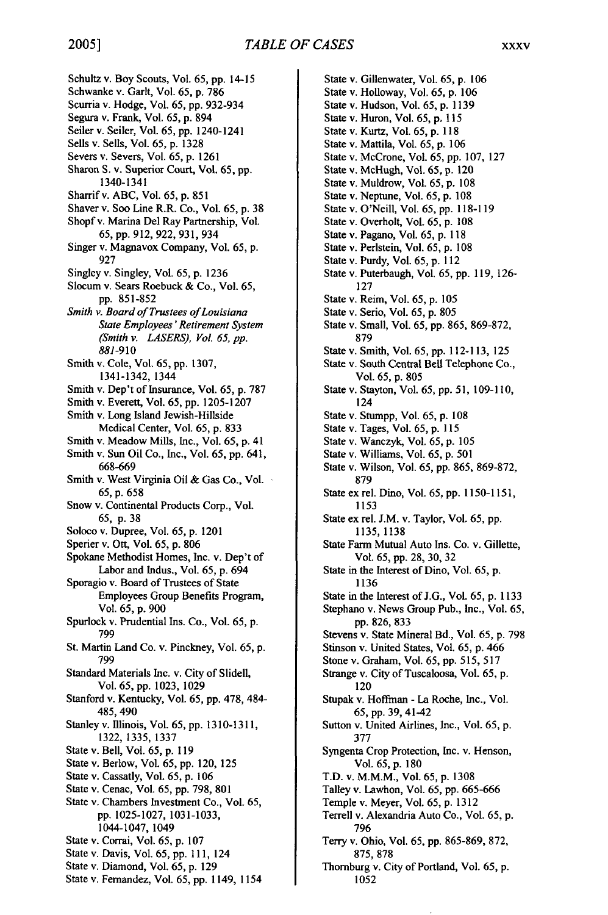Schultz v. Boy Scouts, Vol. 65, pp. 14-15
Schwanke v. Garlt, Vol. 65, p. 786
Scurria v. Hodge, Vol. 65, pp. 932-934
Segura v. Frank, Vol. 65, p. 894
Seiler v. Seiler, Vol. 65, pp. 1240-1241
Sells v. Sells, Vol. 65, p. 1328
Severs v. Severs, Vol. 65, p. 1261
Sharon S. v. Superior Court, Vol. 65, pp. 1340-1341
Sharrif v. ABC, Vol. 65, p. 851
Shaver v. Soo Line R.R. Co., Vol. 65, p. 38
Shopf v. Marina Del Ray Partnership, Vol. 65, pp. 912, 922, 931, 934
Singer v. Magnavox Company, Vol. 65, p. 927
Singley v. Singley, Vol. 65, p. 1236
Slocum v. Sears Roebuck & Co., Vol. 65, pp. 851-852
*Smith v. Board of Trustees of Louisiana State Employees' Retirement System (Smith v. LASERS), Vol. 65, pp. 881*-910
Smith v. Cole, Vol. 65, pp. 1307, 1341-1342, 1344
Smith v. Dep't of Insurance, Vol. 65, p. 787
Smith v. Everett, Vol. 65, pp. 1205-1207
Smith v. Long Island Jewish-Hillside Medical Center, Vol. 65, p. 833
Smith v. Meadow Mills, Inc., Vol. 65, p. 41
Smith v. Sun Oil Co., Inc., Vol. 65, pp. 641, 668-669
Smith v. West Virginia Oil & Gas Co., Vol. 65, p. 658
Snow v. Continental Products Corp., Vol. 65, p. 38
Soloco v. Dupree, Vol. 65, p. 1201
Sperier v. Ott, Vol. 65, p. 806
Spokane Methodist Homes, Inc. v. Dep't of Labor and Indus., Vol. 65, p. 694
Sporagio v. Board of Trustees of State Employees Group Benefits Program, Vol. 65, p. 900
Spurlock v. Prudential Ins. Co., Vol. 65, p. 799
St. Martin Land Co. v. Pinckney, Vol. 65, p. 799
Standard Materials Inc. v. City of Slidell, Vol. 65, pp. 1023, 1029
Stanford v. Kentucky, Vol. 65, pp. 478, 484-485, 490
Stanley v. Illinois, Vol. 65, pp. 1310-1311, 1322, 1335, 1337
State v. Bell, Vol. 65, p. 119
State v. Berlow, Vol. 65, pp. 120, 125
State v. Cassatly, Vol. 65, p. 106
State v. Cenac, Vol. 65, pp. 798, 801
State v. Chambers Investment Co., Vol. 65, pp. 1025-1027, 1031-1033, 1044-1047, 1049
State v. Corrai, Vol. 65, p. 107
State v. Davis, Vol. 65, pp. 111, 124
State v. Diamond, Vol. 65, p. 129
State v. Fernandez, Vol. 65, pp. 1149, 1154
State v. Gillenwater, Vol. 65, p. 106
State v. Holloway, Vol. 65, p. 106
State v. Hudson, Vol. 65, p. 1139
State v. Huron, Vol. 65, p. 115
State v. Kurtz, Vol. 65, p. 118
State v. Mattila, Vol. 65, p. 106
State v. McCrone, Vol. 65, pp. 107, 127
State v. McHugh, Vol. 65, p. 120
State v. Muldrow, Vol. 65, p. 108
State v. Neptune, Vol. 65, p. 108
State v. O'Neill, Vol. 65, pp. 118-119
State v. Overholt, Vol. 65, p. 108
State v. Pagano, Vol. 65, p. 118
State v. Perlstein, Vol. 65, p. 108
State v. Purdy, Vol. 65, p. 112
State v. Puterbaugh, Vol. 65, pp. 119, 126-127
State v. Reim, Vol. 65, p. 105
State v. Serio, Vol. 65, p. 805
State v. Small, Vol. 65, pp. 865, 869-872, 879
State v. Smith, Vol. 65, pp. 112-113, 125
State v. South Central Bell Telephone Co., Vol. 65, p. 805
State v. Stayton, Vol. 65, pp. 51, 109-110, 124
State v. Stumpp, Vol. 65, p. 108
State v. Tages, Vol. 65, p. 115
State v. Wanczyk, Vol. 65, p. 105
State v. Williams, Vol. 65, p. 501
State v. Wilson, Vol. 65, pp. 865, 869-872, 879
State ex rel. Dino, Vol. 65, pp. 1150-1151, 1153
State ex rel. J.M. v. Taylor, Vol. 65, pp. 1135, 1138
State Farm Mutual Auto Ins. Co. v. Gillette, Vol. 65, pp. 28, 30, 32
State in the Interest of Dino, Vol. 65, p. 1136
State in the Interest of J.G., Vol. 65, p. 1133
Stephano v. News Group Pub., Inc., Vol. 65, pp. 826, 833
Stevens v. State Mineral Bd., Vol. 65, p. 798
Stinson v. United States, Vol. 65, p. 466
Stone v. Graham, Vol. 65, pp. 515, 517
Strange v. City of Tuscaloosa, Vol. 65, p. 120
Stupak v. Hoffman - La Roche, Inc., Vol. 65, pp. 39, 41-42
Sutton v. United Airlines, Inc., Vol. 65, p. 377
Syngenta Crop Protection, Inc. v. Henson, Vol. 65, p. 180
T.D. v. M.M.M., Vol. 65, p. 1308
Talley v. Lawhon, Vol. 65, pp. 665-666
Temple v. Meyer, Vol. 65, p. 1312
Terrell v. Alexandria Auto Co., Vol. 65, p. 796
Terry v. Ohio, Vol. 65, pp. 865-869, 872, 875, 878
Thornburg v. City of Portland, Vol. 65, p. 1052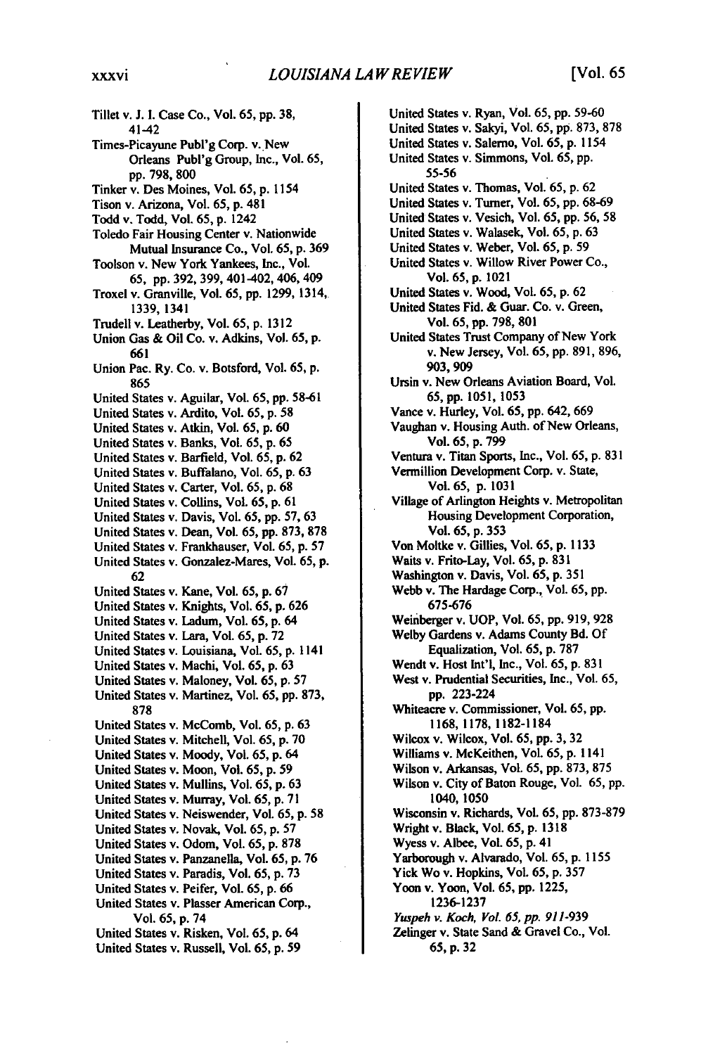Tillet v. J. I. Case Co., Vol. 65, pp. 38, 41-42

Times-Picayune Publ'g Corp. v. New Orleans Publ'g Group, Inc., Vol. 65, pp. 798, 800

Tinker v. Des Moines, Vol. 65, p. 1154

Tison v. Arizona, Vol. 65, p. 481

Todd v. Todd, Vol. 65, p. 1242

Toledo Fair Housing Center v. Nationwide Mutual Insurance Co., Vol. 65, p. 369

Toolson v. New York Yankees, Inc., Vol. 65, pp. 392, 399, 401-402, 406, 409

Troxel v. Granville, Vol. 65, pp. 1299, 1314, 1339, 1341

Trudell v. Leatherby, Vol. 65, p. 1312

Union Gas & Oil Co. v. Adkins, Vol. 65, p. 661

Union Pac. Ry. Co. v. Botsford, Vol. 65, p. 865

United States v. Aguilar, Vol. 65, pp. 58-61

United States v. Ardito, Vol. 65, p. 58

United States v. Atkin, Vol. 65, p. 60

United States v. Banks, Vol. 65, p. 65

United States v. Barfield, Vol. 65, p. 62

United States v. Buffalano, Vol. 65, p. 63

United States v. Carter, Vol. 65, p. 68

United States v. Collins, Vol. 65, p. 61

United States v. Davis, Vol. 65, pp. 57, 63

United States v. Dean, Vol. 65, pp. 873, 878

United States v. Frankhauser, Vol. 65, p. 57

United States v. Gonzalez-Mares, Vol. 65, p. 62

United States v. Kane, Vol. 65, p. 67

United States v. Knights, Vol. 65, p. 626

United States v. Ladum, Vol. 65, p. 64

United States v. Lara, Vol. 65, p. 72

United States v. Louisiana, Vol. 65, p. 1141

United States v. Machi, Vol. 65, p. 63

United States v. Maloney, Vol. 65, p. 57

United States v. Martinez, Vol. 65, pp. 873, 878

United States v. McComb, Vol. 65, p. 63

United States v. Mitchell, Vol. 65, p. 70

United States v. Moody, Vol. 65, p. 64

United States v. Moon, Vol. 65, p. 59

United States v. Mullins, Vol. 65, p. 63

United States v. Murray, Vol. 65, p. 71

United States v. Neiswender, Vol. 65, p. 58

United States v. Novak, Vol. 65, p. 57

United States v. Odom, Vol. 65, p. 878

United States v. Panzanella, Vol. 65, p. 76

United States v. Paradis, Vol. 65, p. 73

United States v. Peifer, Vol. 65, p. 66

United States v. Plasser American Corp., Vol. 65, p. 74

United States v. Risken, Vol. 65, p. 64

United States v. Russell, Vol. 65, p. 59

United States v. Ryan, Vol. 65, pp. 59-60

United States v. Sakyi, Vol. 65, pp. 873, 878

United States v. Salerno, Vol. 65, p. 1154

United States v. Simmons, Vol. 65, pp. 55-56

United States v. Thomas, Vol. 65, p. 62

United States v. Turner, Vol. 65, pp. 68-69

United States v. Vesich, Vol. 65, pp. 56, 58

United States v. Walasek, Vol. 65, p. 63

United States v. Weber, Vol. 65, p. 59

United States v. Willow River Power Co., Vol. 65, p. 1021

United States v. Wood, Vol. 65, p. 62

United States Fid. & Guar. Co. v. Green, Vol. 65, pp. 798, 801

United States Trust Company of New York v. New Jersey, Vol. 65, pp. 891, 896, 903, 909

Ursin v. New Orleans Aviation Board, Vol. 65, pp. 1051, 1053

Vance v. Hurley, Vol. 65, pp. 642, 669

Vaughan v. Housing Auth. of New Orleans, Vol. 65, p. 799

Ventura v. Titan Sports, Inc., Vol. 65, p. 831

Vermillion Development Corp. v. State, Vol. 65, p. 1031

Village of Arlington Heights v. Metropolitan Housing Development Corporation, Vol. 65, p. 353

Von Moltke v. Gillies, Vol. 65, p. 1133

Waits v. Frito-Lay, Vol. 65, p. 831

Washington v. Davis, Vol. 65, p. 351

Webb v. The Hardage Corp., Vol. 65, pp. 675-676

Weinberger v. UOP, Vol. 65, pp. 919, 928

Welby Gardens v. Adams County Bd. Of Equalization, Vol. 65, p. 787

Wendt v. Host Int'l, Inc., Vol. 65, p. 831

West v. Prudential Securities, Inc., Vol. 65, pp. 223-224

Whiteacre v. Commissioner, Vol. 65, pp. 1168, 1178, 1182-1184

Wilcox v. Wilcox, Vol. 65, pp. 3, 32

Williams v. McKeithen, Vol. 65, p. 1141

Wilson v. Arkansas, Vol. 65, pp. 873, 875

Wilson v. City of Baton Rouge, Vol. 65, pp. 1040, 1050

Wisconsin v. Richards, Vol. 65, pp. 873-879

Wright v. Black, Vol. 65, p. 1318

Wyess v. Albee, Vol. 65, p. 41

Yarborough v. Alvarado, Vol. 65, p. 1155

Yick Wo v. Hopkins, Vol. 65, p. 357

Yoon v. Yoon, Vol. 65, pp. 1225, 1236-1237

*Yuspeh v. Koch, Vol. 65, pp. 911-939*

Zelinger v. State Sand & Gravel Co., Vol. 65, p. 32